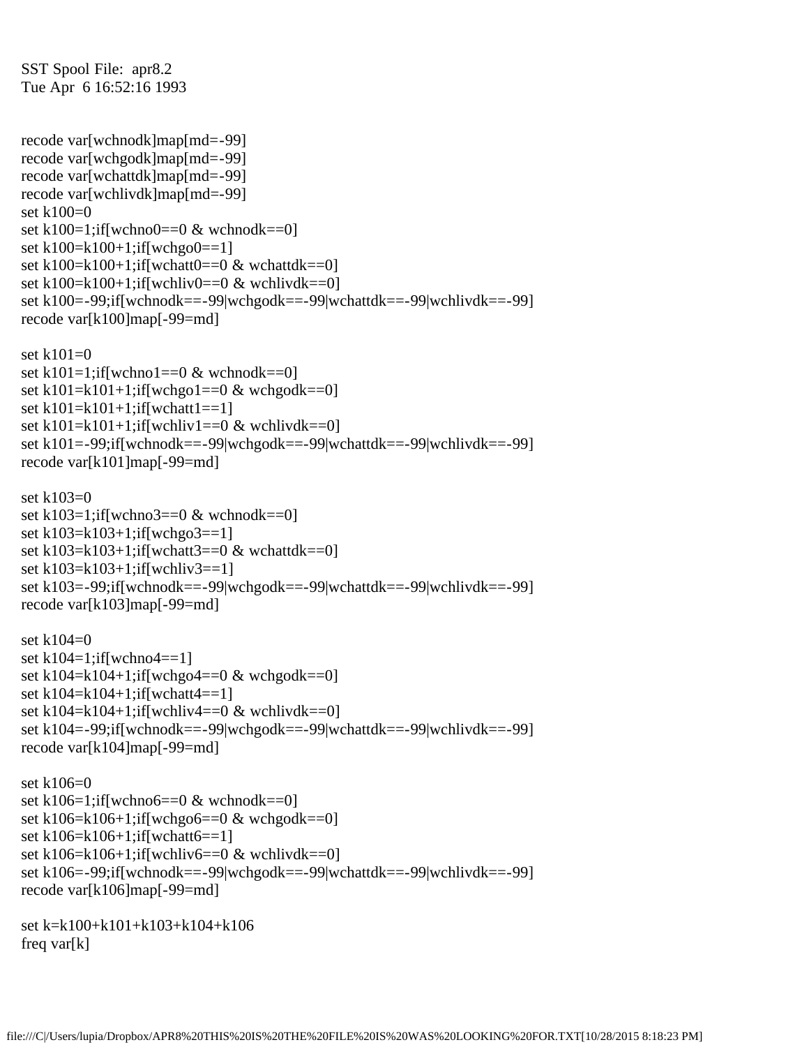SST Spool File: apr8.2
Tue Apr 6 16:52:16 1993

```
recode var[wchnodk]map[md=-99]
recode var[wchgodk]map[md=-99]
recode var[wchattdk]map[md=-99]
recode var[wchlivdk]map[md=-99]
set k100=0
set k100=1;if[wchno0==0 & wchnodk==0]
set k100=k100+1;if[wchgo0==1]
set k100=k100+1;if[wchatt0==0 & wchattdk==0]
set k100=k100+1;if[wchliv0==0 & wchlivdk==0]
set k100=-99;if[wchnodk==-99|wchgodk==-99|wchattdk==-99|wchlivdk==-99]
recode var[k100]map[-99=md]

set k101=0
set k101=1;if[wchno1==0 & wchnodk==0]
set k101=k101+1;if[wchgo1==0 & wchgodk==0]
set k101=k101+1;if[wchatt1==1]
set k101=k101+1;if[wchliv1==0 & wchlivdk==0]
set k101=-99;if[wchnodk==-99|wchgodk==-99|wchattdk==-99|wchlivdk==-99]
recode var[k101]map[-99=md]

set k103=0
set k103=1;if[wchno3==0 & wchnodk==0]
set k103=k103+1;if[wchgo3==1]
set k103=k103+1;if[wchatt3==0 & wchattdk==0]
set k103=k103+1;if[wchliv3==1]
set k103=-99;if[wchnodk==-99|wchgodk==-99|wchattdk==-99|wchlivdk==-99]
recode var[k103]map[-99=md]

set k104=0
set k104=1;if[wchno4==1]
set k104=k104+1;if[wchgo4==0 & wchgodk==0]
set k104=k104+1;if[wchatt4==1]
set k104=k104+1;if[wchliv4==0 & wchlivdk==0]
set k104=-99;if[wchnodk==-99|wchgodk==-99|wchattdk==-99|wchlivdk==-99]
recode var[k104]map[-99=md]

set k106=0
set k106=1;if[wchno6==0 & wchnodk==0]
set k106=k106+1;if[wchgo6==0 & wchgodk==0]
set k106=k106+1;if[wchatt6==1]
set k106=k106+1;if[wchliv6==0 & wchlivdk==0]
set k106=-99;if[wchnodk==-99|wchgodk==-99|wchattdk==-99|wchlivdk==-99]
recode var[k106]map[-99=md]

set k=k100+k101+k103+k104+k106
freq var[k]
```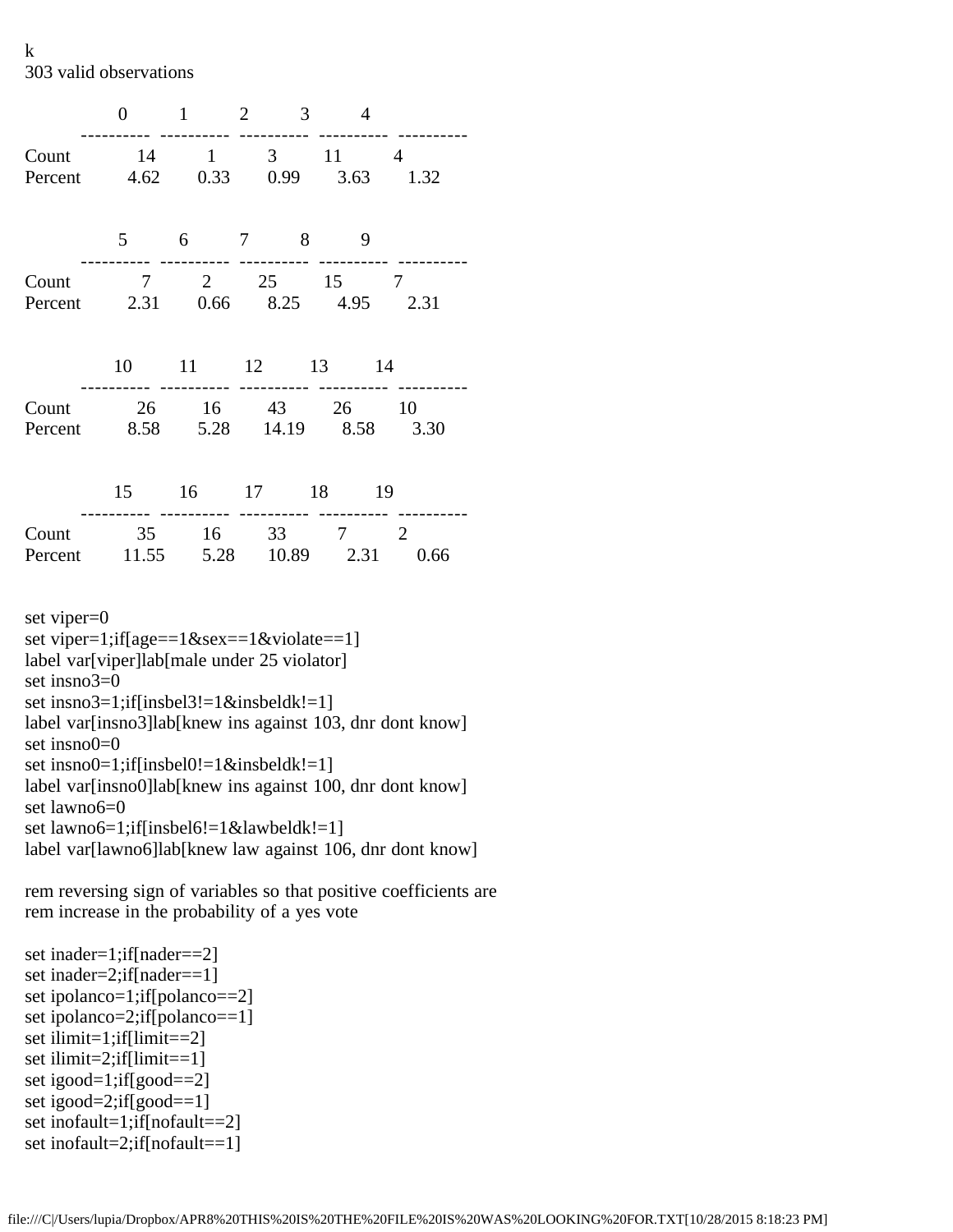k
303 valid observations

|  | 0 | 1 | 2 | 3 | 4 |
|---|---|---|---|---|---|
| Count | 14 | 1 | 3 | 11 | 4 |
| Percent | 4.62 | 0.33 | 0.99 | 3.63 | 1.32 |

|  | 5 | 6 | 7 | 8 | 9 |
|---|---|---|---|---|---|
| Count | 7 | 2 | 25 | 15 | 7 |
| Percent | 2.31 | 0.66 | 8.25 | 4.95 | 2.31 |

|  | 10 | 11 | 12 | 13 | 14 |
|---|---|---|---|---|---|
| Count | 26 | 16 | 43 | 26 | 10 |
| Percent | 8.58 | 5.28 | 14.19 | 8.58 | 3.30 |

|  | 15 | 16 | 17 | 18 | 19 |
|---|---|---|---|---|---|
| Count | 35 | 16 | 33 | 7 | 2 |
| Percent | 11.55 | 5.28 | 10.89 | 2.31 | 0.66 |

```
set viper=0
set viper=1;if[age==1&sex==1&violate==1]
label var[viper]lab[male under 25 violator]
set insno3=0
set insno3=1;if[insbel3!=1&insbeldk!=1]
label var[insno3]lab[knew ins against 103, dnr dont know]
set insno0=0
set insno0=1;if[insbel0!=1&insbeldk!=1]
label var[insno0]lab[knew ins against 100, dnr dont know]
set lawno6=0
set lawno6=1;if[insbel6!=1&lawbeldk!=1]
label var[lawno6]lab[knew law against 106, dnr dont know]

rem reversing sign of variables so that positive coefficients are
rem increase in the probability of a yes vote

set inader=1;if[nader==2]
set inader=2;if[nader==1]
set ipolanco=1;if[polanco==2]
set ipolanco=2;if[polanco==1]
set ilimit=1;if[limit==2]
set ilimit=2;if[limit==1]
set igood=1;if[good==2]
set igood=2;if[good==1]
set inofault=1;if[nofault==2]
set inofault=2;if[nofault==1]
```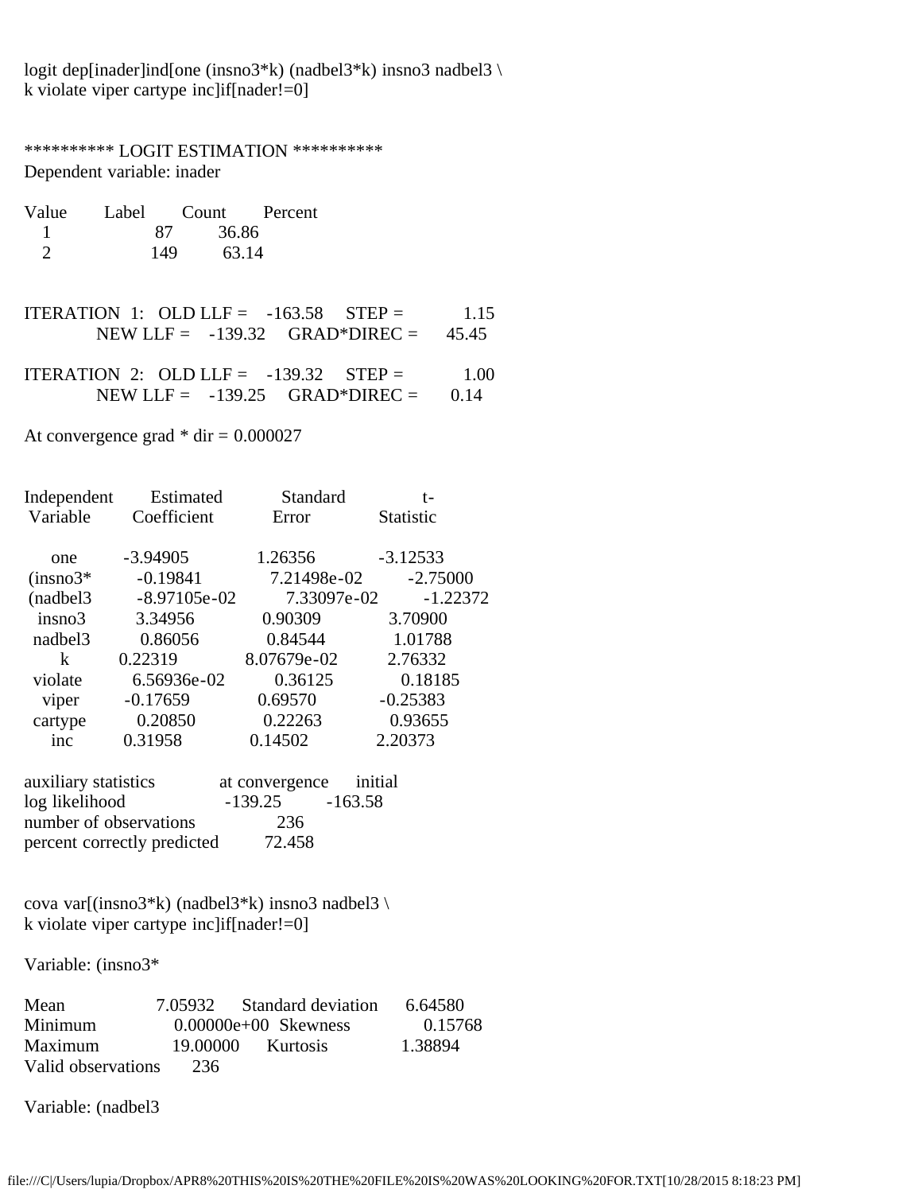```
logit dep[inader]ind[one (insno3*k) (nadbel3*k) insno3 nadbel3 \
k violate viper cartype inc]if[nader!=0]


********** LOGIT ESTIMATION **********
Dependent variable: inader

Value       Label       Count       Percent
   1                    87          36.86
   2                   149          63.14


ITERATION  1:   OLD LLF =    -163.58     STEP =           1.15
           NEW LLF =    -139.32     GRAD*DIREC =      45.45

ITERATION  2:   OLD LLF =    -139.32     STEP =           1.00
           NEW LLF =    -139.25     GRAD*DIREC =       0.14

At convergence grad * dir = 0.000027


Independent        Estimated           Standard             t-
 Variable          Coefficient          Error              Statistic

    one          -3.94905           1.26356           -3.12533
 (insno3*         -0.19841           7.21498e-02        -2.75000
 (nadbel3         -8.97105e-02        7.33097e-02        -1.22372
   insno3          3.34956            0.90309            3.70900
  nadbel3          0.86056            0.84544            1.01788
      k           0.22319            8.07679e-02         2.76332
  violate         6.56936e-02         0.36125            0.18185
   viper          -0.17659            0.69570           -0.25383
  cartype          0.20850            0.22263            0.93655
    inc           0.31958            0.14502            2.20373

auxiliary statistics            at convergence      initial
log likelihood                  -139.25         -163.58
number of observations              236
percent correctly predicted         72.458


cova var[(insno3*k) (nadbel3*k) insno3 nadbel3 \
k violate viper cartype inc]if[nader!=0]

Variable: (insno3*

Mean                 7.05932      Standard deviation      6.64580
Minimum              0.00000e+00  Skewness                0.15768
Maximum             19.00000      Kurtosis                1.38894
Valid observations       236

Variable: (nadbel3
```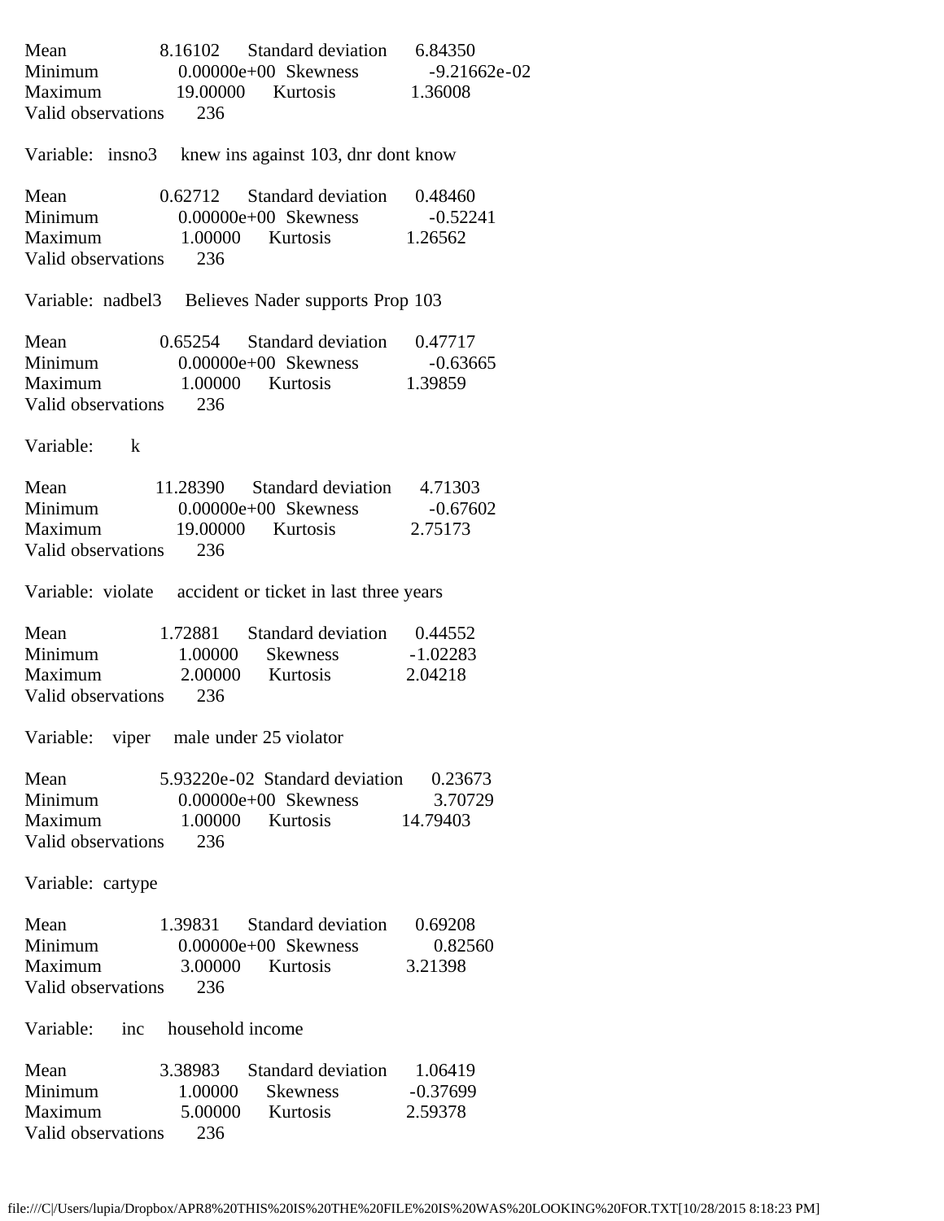```
Mean              8.16102      Standard deviation      6.84350
Minimum           0.00000e+00  Skewness               -9.21662e-02
Maximum           19.00000     Kurtosis                1.36008
Valid observations     236

Variable:  insno3     knew ins against 103, dnr dont know

Mean              0.62712      Standard deviation      0.48460
Minimum           0.00000e+00  Skewness               -0.52241
Maximum           1.00000      Kurtosis                1.26562
Valid observations     236

Variable:  nadbel3    Believes Nader supports Prop 103

Mean              0.65254      Standard deviation      0.47717
Minimum           0.00000e+00  Skewness               -0.63665
Maximum           1.00000      Kurtosis                1.39859
Valid observations     236

Variable:       k

Mean              11.28390     Standard deviation      4.71303
Minimum           0.00000e+00  Skewness               -0.67602
Maximum           19.00000     Kurtosis                2.75173
Valid observations     236

Variable:  violate    accident or ticket in last three years

Mean              1.72881      Standard deviation      0.44552
Minimum           1.00000      Skewness               -1.02283
Maximum           2.00000      Kurtosis                2.04218
Valid observations     236

Variable:   viper     male under 25 violator

Mean              5.93220e-02  Standard deviation      0.23673
Minimum           0.00000e+00  Skewness                3.70729
Maximum           1.00000      Kurtosis               14.79403
Valid observations     236

Variable:  cartype

Mean              1.39831      Standard deviation      0.69208
Minimum           0.00000e+00  Skewness                0.82560
Maximum           3.00000      Kurtosis                3.21398
Valid observations     236

Variable:     inc     household income

Mean              3.38983      Standard deviation      1.06419
Minimum           1.00000      Skewness               -0.37699
Maximum           5.00000      Kurtosis                2.59378
Valid observations     236
```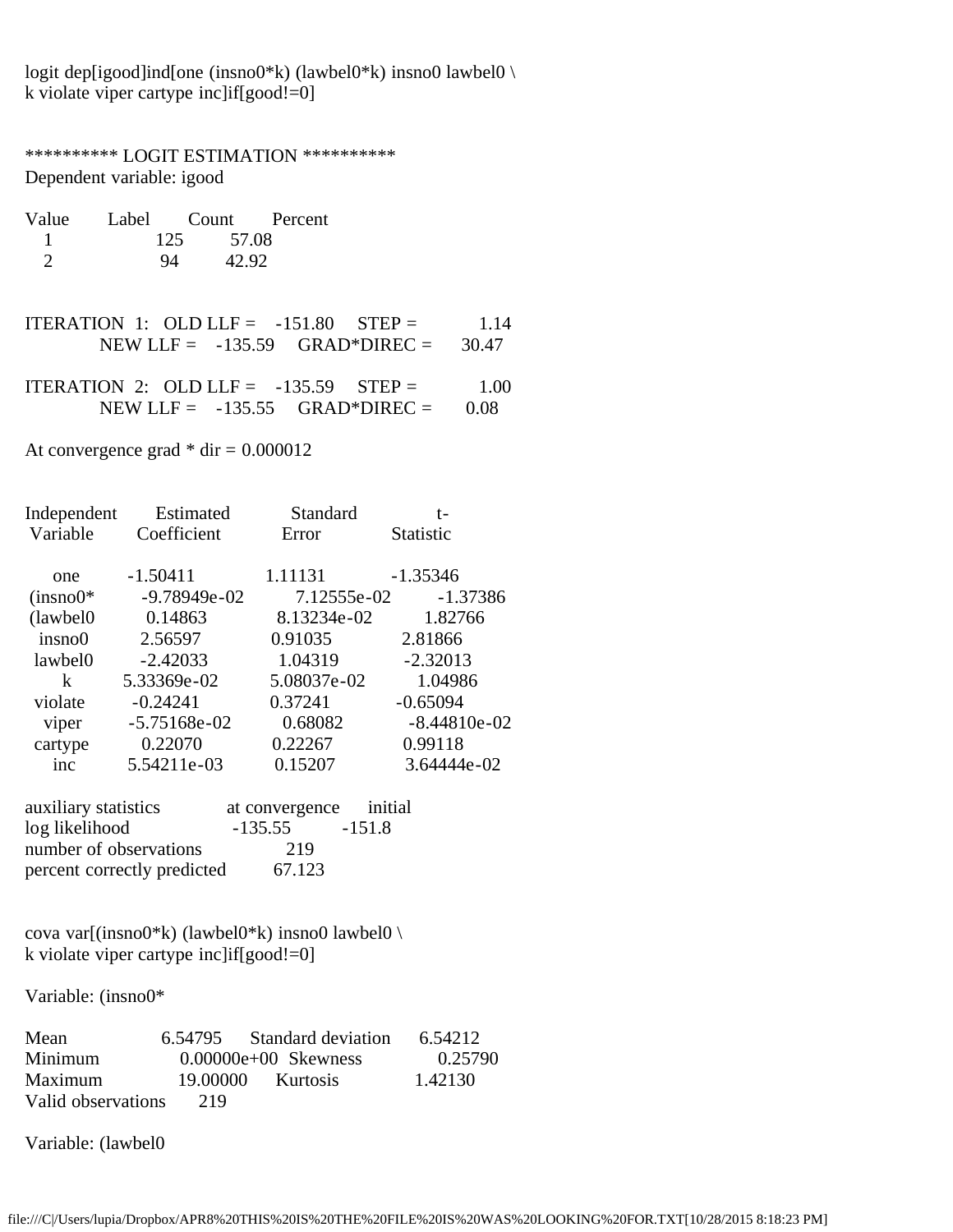```
logit dep[igood]ind[one (insno0*k) (lawbel0*k) insno0 lawbel0 \
k violate viper cartype inc]if[good!=0]


********** LOGIT ESTIMATION **********
Dependent variable: igood

Value       Label       Count       Percent
   1                     125         57.08
   2                      94         42.92


ITERATION  1:   OLD LLF =    -151.80     STEP =            1.14
            NEW LLF =    -135.59     GRAD*DIREC =      30.47

ITERATION  2:   OLD LLF =    -135.59     STEP =            1.00
            NEW LLF =    -135.55     GRAD*DIREC =       0.08

At convergence grad * dir = 0.000012


Independent       Estimated          Standard             t-
 Variable        Coefficient          Error             Statistic

     one         -1.50411            1.11131            -1.35346
 (insno0*        -9.78949e-02        7.12555e-02        -1.37386
 (lawbel0         0.14863            8.13234e-02         1.82766
  insno0          2.56597            0.91035             2.81866
  lawbel0        -2.42033            1.04319            -2.32013
     k           5.33369e-02         5.08037e-02         1.04986
  violate        -0.24241            0.37241            -0.65094
   viper         -5.75168e-02        0.68082            -8.44810e-02
  cartype         0.22070            0.22267             0.99118
    inc          5.54211e-03         0.15207             3.64444e-02

auxiliary statistics            at convergence      initial
log likelihood                     -135.55          -151.8
number of observations               219
percent correctly predicted        67.123


cova var[(insno0*k) (lawbel0*k) insno0 lawbel0 \
k violate viper cartype inc]if[good!=0]

Variable: (insno0*

Mean                 6.54795      Standard deviation      6.54212
Minimum               0.00000e+00  Skewness               0.25790
Maximum              19.00000      Kurtosis               1.42130
Valid observations      219

Variable: (lawbel0
```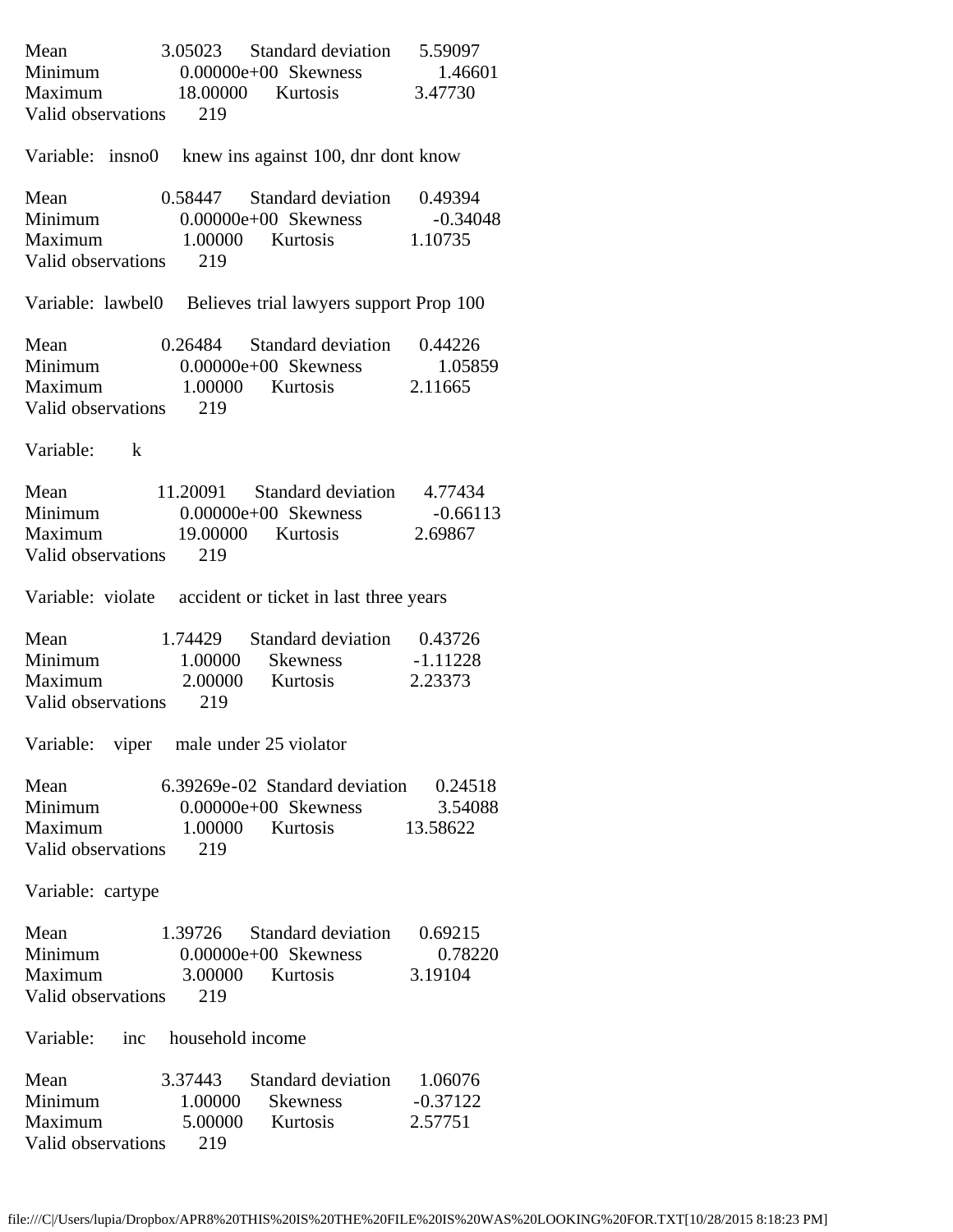| | | | |
|---|---|---|---|
| Mean | 3.05023 | Standard deviation | 5.59097 |
| Minimum | 0.00000e+00 | Skewness | 1.46601 |
| Maximum | 18.00000 | Kurtosis | 3.47730 |
| Valid observations | 219 | | |

Variable: insno0 knew ins against 100, dnr dont know

| | | | |
|---|---|---|---|
| Mean | 0.58447 | Standard deviation | 0.49394 |
| Minimum | 0.00000e+00 | Skewness | -0.34048 |
| Maximum | 1.00000 | Kurtosis | 1.10735 |
| Valid observations | 219 | | |

Variable: lawbel0 Believes trial lawyers support Prop 100

| | | | |
|---|---|---|---|
| Mean | 0.26484 | Standard deviation | 0.44226 |
| Minimum | 0.00000e+00 | Skewness | 1.05859 |
| Maximum | 1.00000 | Kurtosis | 2.11665 |
| Valid observations | 219 | | |

Variable: k

| | | | |
|---|---|---|---|
| Mean | 11.20091 | Standard deviation | 4.77434 |
| Minimum | 0.00000e+00 | Skewness | -0.66113 |
| Maximum | 19.00000 | Kurtosis | 2.69867 |
| Valid observations | 219 | | |

Variable: violate accident or ticket in last three years

| | | | |
|---|---|---|---|
| Mean | 1.74429 | Standard deviation | 0.43726 |
| Minimum | 1.00000 | Skewness | -1.11228 |
| Maximum | 2.00000 | Kurtosis | 2.23373 |
| Valid observations | 219 | | |

Variable: viper male under 25 violator

| | | | |
|---|---|---|---|
| Mean | 6.39269e-02 | Standard deviation | 0.24518 |
| Minimum | 0.00000e+00 | Skewness | 3.54088 |
| Maximum | 1.00000 | Kurtosis | 13.58622 |
| Valid observations | 219 | | |

Variable: cartype

| | | | |
|---|---|---|---|
| Mean | 1.39726 | Standard deviation | 0.69215 |
| Minimum | 0.00000e+00 | Skewness | 0.78220 |
| Maximum | 3.00000 | Kurtosis | 3.19104 |
| Valid observations | 219 | | |

Variable: inc household income

| | | | |
|---|---|---|---|
| Mean | 3.37443 | Standard deviation | 1.06076 |
| Minimum | 1.00000 | Skewness | -0.37122 |
| Maximum | 5.00000 | Kurtosis | 2.57751 |
| Valid observations | 219 | | |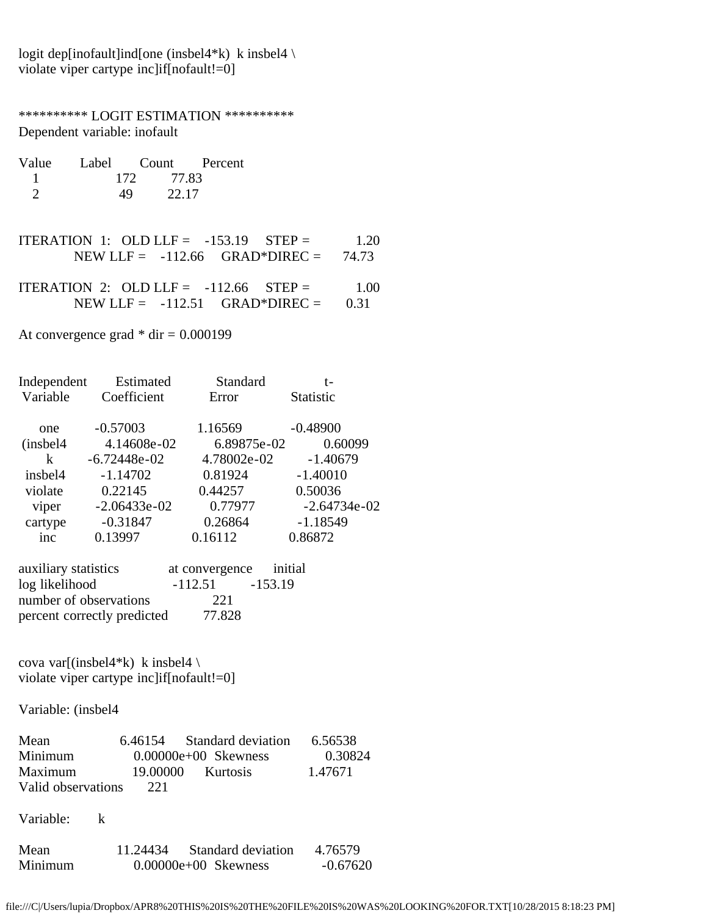```
logit dep[inofault]ind[one (insbel4*k)  k insbel4 \
violate viper cartype inc]if[nofault!=0]


********** LOGIT ESTIMATION **********
Dependent variable: inofault

Value     Label     Count     Percent
   1                  172       77.83
   2                   49       22.17


ITERATION  1:   OLD LLF =    -153.19     STEP =          1.20
            NEW LLF =    -112.66     GRAD*DIREC =     74.73

ITERATION  2:   OLD LLF =    -112.66     STEP =          1.00
            NEW LLF =    -112.51     GRAD*DIREC =      0.31

At convergence grad * dir = 0.000199


Independent      Estimated          Standard            t-
 Variable        Coefficient          Error            Statistic

     one         -0.57003           1.16569          -0.48900
 (insbel4        4.14608e-02       6.89875e-02        0.60099
       k        -6.72448e-02       4.78002e-02       -1.40679
  insbel4        -1.14702           0.81924          -1.40010
  violate         0.22145           0.44257           0.50036
   viper        -2.06433e-02        0.77977         -2.64734e-02
  cartype        -0.31847           0.26864          -1.18549
     inc          0.13997           0.16112           0.86872

auxiliary statistics           at convergence      initial
log likelihood                    -112.51        -153.19
number of observations              221
percent correctly predicted        77.828


cova var[(insbel4*k)  k insbel4 \
violate viper cartype inc]if[nofault!=0]

Variable: (insbel4

Mean              6.46154      Standard deviation      6.56538
Minimum              0.00000e+00  Skewness              0.30824
Maximum             19.00000      Kurtosis              1.47671
Valid observations       221

Variable:       k

Mean             11.24434      Standard deviation      4.76579
Minimum              0.00000e+00  Skewness             -0.67620
```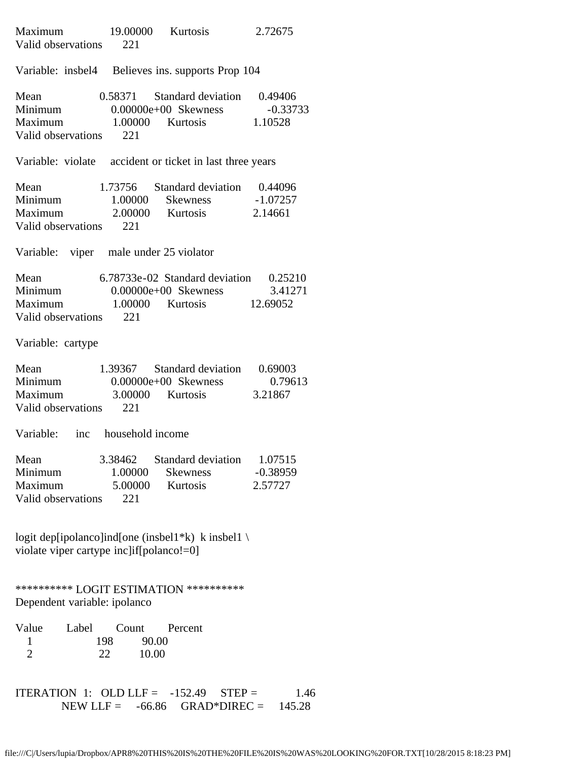```
Maximum              19.00000      Kurtosis              2.72675
Valid observations        221

Variable:  insbel4     Believes ins. supports Prop 104

Mean                  0.58371      Standard deviation      0.49406
Minimum               0.00000e+00  Skewness               -0.33733
Maximum               1.00000      Kurtosis               1.10528
Valid observations        221

Variable:  violate     accident or ticket in last three years

Mean                  1.73756      Standard deviation      0.44096
Minimum               1.00000      Skewness               -1.07257
Maximum               2.00000      Kurtosis               2.14661
Valid observations        221

Variable:    viper     male under 25 violator

Mean                  6.78733e-02  Standard deviation      0.25210
Minimum               0.00000e+00  Skewness                3.41271
Maximum               1.00000      Kurtosis               12.69052
Valid observations        221

Variable:  cartype

Mean                  1.39367      Standard deviation      0.69003
Minimum               0.00000e+00  Skewness                0.79613
Maximum               3.00000      Kurtosis               3.21867
Valid observations        221

Variable:      inc     household income

Mean                  3.38462      Standard deviation      1.07515
Minimum               1.00000      Skewness               -0.38959
Maximum               5.00000      Kurtosis               2.57727
Valid observations        221


logit dep[ipolanco]ind[one (insbel1*k)  k insbel1 \
violate viper cartype inc]if[polanco!=0]


********** LOGIT ESTIMATION **********
Dependent variable: ipolanco

Value      Label      Count      Percent
   1                    198        90.00
   2                     22        10.00


ITERATION  1:   OLD LLF =    -152.49     STEP =           1.46
            NEW LLF =     -66.86     GRAD*DIREC =     145.28
```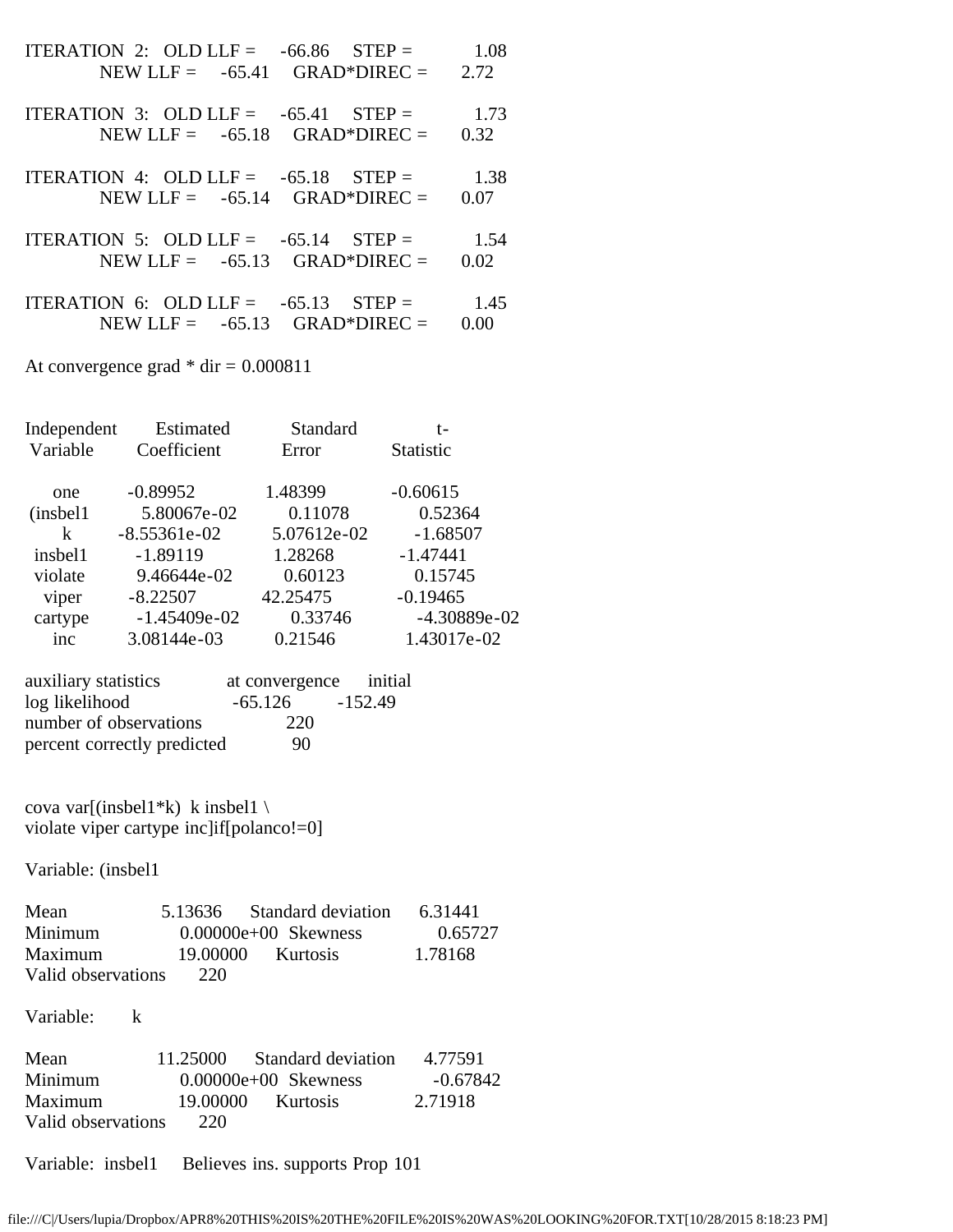```
ITERATION  2:   OLD LLF =     -66.86     STEP =            1.08
            NEW LLF =     -65.41     GRAD*DIREC =       2.72

ITERATION  3:   OLD LLF =     -65.41     STEP =            1.73
            NEW LLF =     -65.18     GRAD*DIREC =       0.32

ITERATION  4:   OLD LLF =     -65.18     STEP =            1.38
            NEW LLF =     -65.14     GRAD*DIREC =       0.07

ITERATION  5:   OLD LLF =     -65.14     STEP =            1.54
            NEW LLF =     -65.13     GRAD*DIREC =       0.02

ITERATION  6:   OLD LLF =     -65.13     STEP =            1.45
            NEW LLF =     -65.13     GRAD*DIREC =       0.00
```

At convergence grad * dir = 0.000811

| Independent Variable | Estimated Coefficient | Standard Error | t-Statistic |
|---|---|---|---|
| one | -0.89952 | 1.48399 | -0.60615 |
| (insbel1 | 5.80067e-02 | 0.11078 | 0.52364 |
| k | -8.55361e-02 | 5.07612e-02 | -1.68507 |
| insbel1 | -1.89119 | 1.28268 | -1.47441 |
| violate | 9.46644e-02 | 0.60123 | 0.15745 |
| viper | -8.22507 | 42.25475 | -0.19465 |
| cartype | -1.45409e-02 | 0.33746 | -4.30889e-02 |
| inc | 3.08144e-03 | 0.21546 | 1.43017e-02 |

| auxiliary statistics | at convergence | initial |
|---|---|---|
| log likelihood | -65.126 | -152.49 |
| number of observations | 220 | |
| percent correctly predicted | 90 | |

```
cova var[(insbel1*k)  k insbel1 \
violate viper cartype inc]if[polanco!=0]
```

Variable: (insbel1

| | | | |
|---|---|---|---|
| Mean | 5.13636 | Standard deviation | 6.31441 |
| Minimum | 0.00000e+00 | Skewness | 0.65727 |
| Maximum | 19.00000 | Kurtosis | 1.78168 |
| Valid observations | 220 | | |

Variable: k

| | | | |
|---|---|---|---|
| Mean | 11.25000 | Standard deviation | 4.77591 |
| Minimum | 0.00000e+00 | Skewness | -0.67842 |
| Maximum | 19.00000 | Kurtosis | 2.71918 |
| Valid observations | 220 | | |

Variable: insbel1 Believes ins. supports Prop 101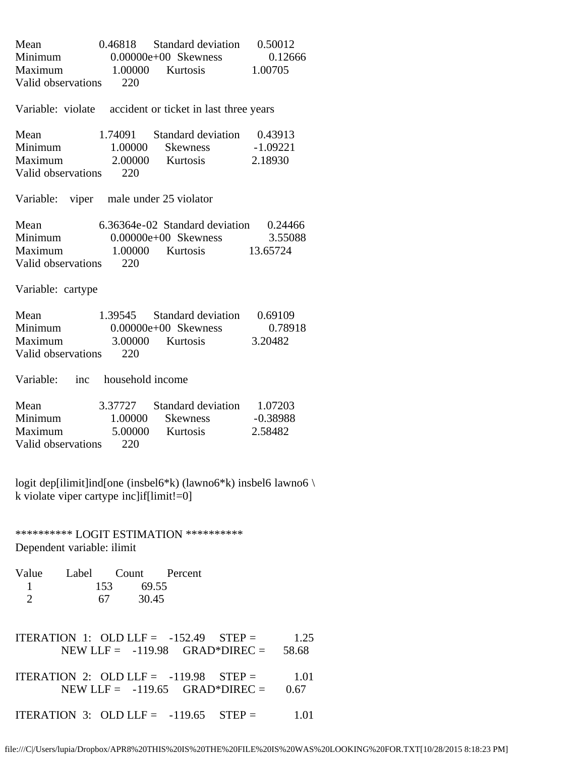```
Mean                0.46818      Standard deviation      0.50012
Minimum             0.00000e+00  Skewness                0.12666
Maximum             1.00000      Kurtosis                1.00705
Valid observations      220

Variable:  violate     accident or ticket in last three years

Mean                1.74091      Standard deviation      0.43913
Minimum             1.00000      Skewness               -1.09221
Maximum             2.00000      Kurtosis                2.18930
Valid observations      220

Variable:    viper     male under 25 violator

Mean                6.36364e-02  Standard deviation      0.24466
Minimum             0.00000e+00  Skewness                3.55088
Maximum             1.00000      Kurtosis               13.65724
Valid observations      220

Variable:  cartype

Mean                1.39545      Standard deviation      0.69109
Minimum             0.00000e+00  Skewness                0.78918
Maximum             3.00000      Kurtosis                3.20482
Valid observations      220

Variable:      inc     household income

Mean                3.37727      Standard deviation      1.07203
Minimum             1.00000      Skewness               -0.38988
Maximum             5.00000      Kurtosis                2.58482
Valid observations      220


logit dep[ilimit]ind[one (insbel6*k) (lawno6*k) insbel6 lawno6 \
k violate viper cartype inc]if[limit!=0]


********** LOGIT ESTIMATION **********
Dependent variable: ilimit

Value     Label     Count     Percent
  1                   153       69.55
  2                    67       30.45


ITERATION  1:   OLD LLF =    -152.49     STEP =           1.25
           NEW LLF =    -119.98     GRAD*DIREC =      58.68

ITERATION  2:   OLD LLF =    -119.98     STEP =           1.01
           NEW LLF =    -119.65     GRAD*DIREC =       0.67

ITERATION  3:   OLD LLF =    -119.65     STEP =           1.01
```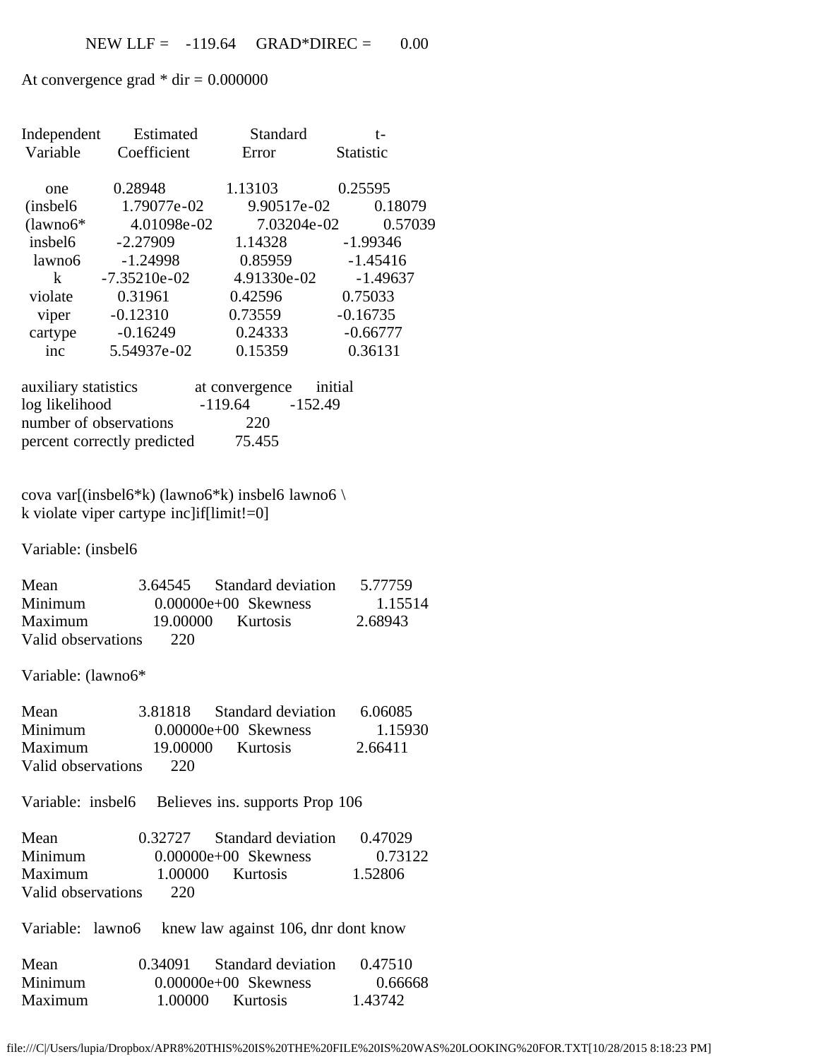NEW LLF = -119.64 GRAD*DIREC = 0.00

At convergence grad * dir = 0.000000

| Independent Variable | Estimated Coefficient | Standard Error | t-Statistic |
|---|---|---|---|
| one | 0.28948 | 1.13103 | 0.25595 |
| (insbel6 | 1.79077e-02 | 9.90517e-02 | 0.18079 |
| (lawno6* | 4.01098e-02 | 7.03204e-02 | 0.57039 |
| insbel6 | -2.27909 | 1.14328 | -1.99346 |
| lawno6 | -1.24998 | 0.85959 | -1.45416 |
| k | -7.35210e-02 | 4.91330e-02 | -1.49637 |
| violate | 0.31961 | 0.42596 | 0.75033 |
| viper | -0.12310 | 0.73559 | -0.16735 |
| cartype | -0.16249 | 0.24333 | -0.66777 |
| inc | 5.54937e-02 | 0.15359 | 0.36131 |

| auxiliary statistics | at convergence | initial |
|---|---|---|
| log likelihood | -119.64 | -152.49 |
| number of observations | 220 | |
| percent correctly predicted | 75.455 | |

```
cova var[(insbel6*k) (lawno6*k) insbel6 lawno6 \
k violate viper cartype inc]if[limit!=0]
```

Variable: (insbel6

| | | | |
|---|---|---|---|
| Mean | 3.64545 | Standard deviation | 5.77759 |
| Minimum | 0.00000e+00 | Skewness | 1.15514 |
| Maximum | 19.00000 | Kurtosis | 2.68943 |
| Valid observations | 220 | | |

Variable: (lawno6*

| | | | |
|---|---|---|---|
| Mean | 3.81818 | Standard deviation | 6.06085 |
| Minimum | 0.00000e+00 | Skewness | 1.15930 |
| Maximum | 19.00000 | Kurtosis | 2.66411 |
| Valid observations | 220 | | |

Variable: insbel6 Believes ins. supports Prop 106

| | | | |
|---|---|---|---|
| Mean | 0.32727 | Standard deviation | 0.47029 |
| Minimum | 0.00000e+00 | Skewness | 0.73122 |
| Maximum | 1.00000 | Kurtosis | 1.52806 |
| Valid observations | 220 | | |

Variable: lawno6 knew law against 106, dnr dont know

| | | | |
|---|---|---|---|
| Mean | 0.34091 | Standard deviation | 0.47510 |
| Minimum | 0.00000e+00 | Skewness | 0.66668 |
| Maximum | 1.00000 | Kurtosis | 1.43742 |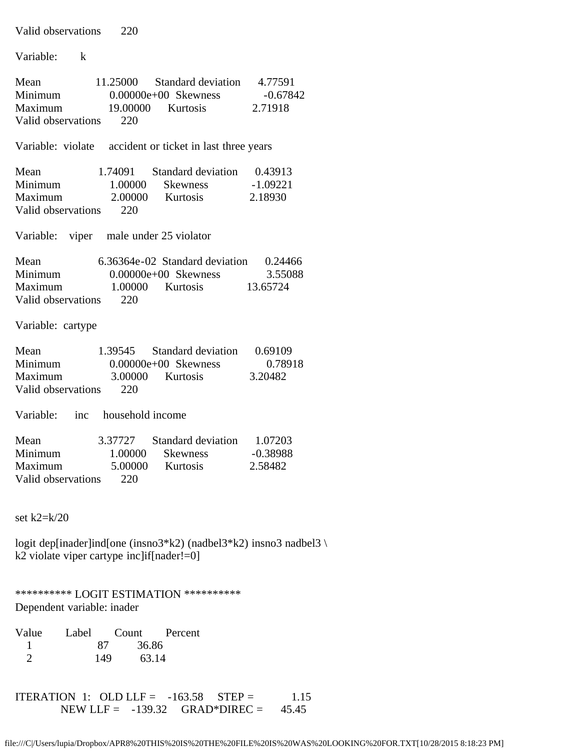```
Valid observations      220

Variable:        k

Mean              11.25000      Standard deviation      4.77591
Minimum           0.00000e+00  Skewness              -0.67842
Maximum           19.00000      Kurtosis               2.71918
Valid observations      220

Variable:  violate     accident or ticket in last three years

Mean              1.74091      Standard deviation      0.43913
Minimum           1.00000      Skewness              -1.09221
Maximum           2.00000      Kurtosis               2.18930
Valid observations      220

Variable:    viper     male under 25 violator

Mean              6.36364e-02  Standard deviation      0.24466
Minimum           0.00000e+00  Skewness               3.55088
Maximum           1.00000      Kurtosis              13.65724
Valid observations      220

Variable:  cartype

Mean              1.39545      Standard deviation      0.69109
Minimum           0.00000e+00  Skewness               0.78918
Maximum           3.00000      Kurtosis               3.20482
Valid observations      220

Variable:      inc     household income

Mean              3.37727      Standard deviation      1.07203
Minimum           1.00000      Skewness              -0.38988
Maximum           5.00000      Kurtosis               2.58482
Valid observations      220


set k2=k/20

logit dep[inader]ind[one (insno3*k2) (nadbel3*k2) insno3 nadbel3 \
k2 violate viper cartype inc]if[nader!=0]


********** LOGIT ESTIMATION **********
Dependent variable: inader

Value      Label      Count      Percent
   1                   87         36.86
   2                  149         63.14


ITERATION  1:   OLD LLF =    -163.58     STEP =           1.15
            NEW LLF =    -139.32     GRAD*DIREC =       45.45
```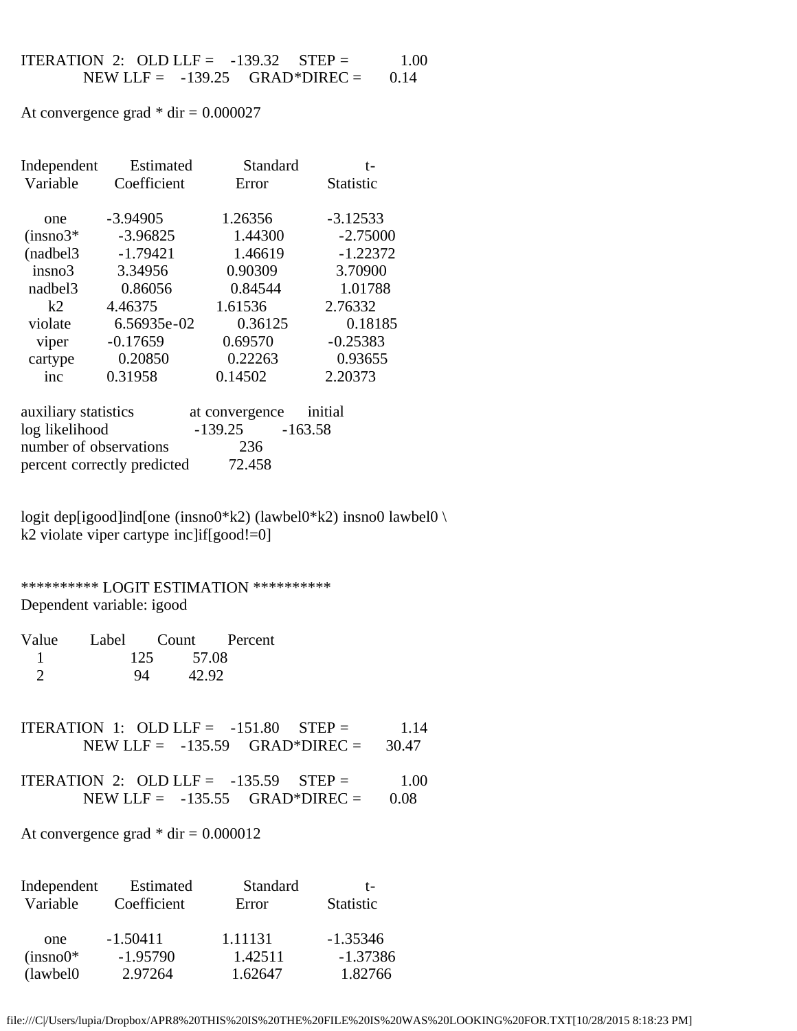```
ITERATION  2:   OLD LLF =    -139.32     STEP =          1.00
             NEW LLF =    -139.25     GRAD*DIREC =       0.14

At convergence grad * dir = 0.000027


Independent      Estimated         Standard           t-
 Variable        Coefficient         Error           Statistic

    one        -3.94905          1.26356          -3.12533
 (insno3*       -3.96825          1.44300          -2.75000
 (nadbel3       -1.79421          1.46619          -1.22372
   insno3        3.34956          0.90309           3.70900
  nadbel3        0.86056          0.84544           1.01788
     k2          4.46375          1.61536           2.76332
  violate       6.56935e-02       0.36125           0.18185
   viper        -0.17659          0.69570          -0.25383
  cartype        0.20850          0.22263           0.93655
    inc          0.31958          0.14502           2.20373

auxiliary statistics           at convergence      initial
log likelihood                    -139.25          -163.58
number of observations              236
percent correctly predicted        72.458


logit dep[igood]ind[one (insno0*k2) (lawbel0*k2) insno0 lawbel0 \
k2 violate viper cartype inc]if[good!=0]


********** LOGIT ESTIMATION **********
Dependent variable: igood

Value      Label      Count      Percent
   1                   125        57.08
   2                    94        42.92


ITERATION  1:   OLD LLF =    -151.80     STEP =          1.14
             NEW LLF =    -135.59     GRAD*DIREC =      30.47

ITERATION  2:   OLD LLF =    -135.59     STEP =          1.00
             NEW LLF =    -135.55     GRAD*DIREC =       0.08

At convergence grad * dir = 0.000012


Independent      Estimated         Standard           t-
 Variable        Coefficient         Error           Statistic

    one        -1.50411          1.11131          -1.35346
 (insno0*       -1.95790          1.42511          -1.37386
 (lawbel0        2.97264          1.62647           1.82766
```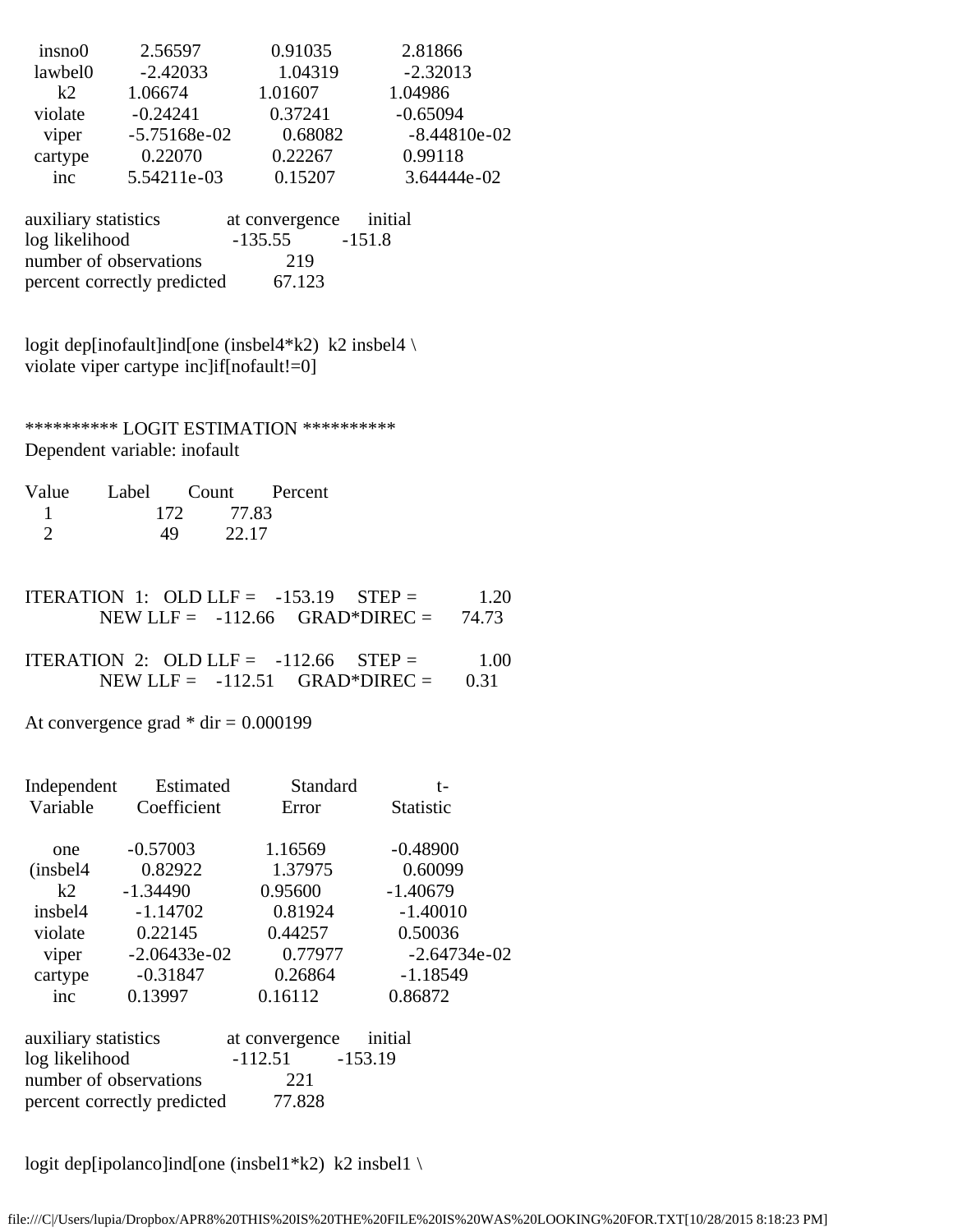| | | | |
|---|---|---|---|
| insno0 | 2.56597 | 0.91035 | 2.81866 |
| lawbel0 | -2.42033 | 1.04319 | -2.32013 |
| k2 | 1.06674 | 1.01607 | 1.04986 |
| violate | -0.24241 | 0.37241 | -0.65094 |
| viper | -5.75168e-02 | 0.68082 | -8.44810e-02 |
| cartype | 0.22070 | 0.22267 | 0.99118 |
| inc | 5.54211e-03 | 0.15207 | 3.64444e-02 |

| auxiliary statistics | at convergence | initial |
|---|---|---|
| log likelihood | -135.55 | -151.8 |
| number of observations | 219 | |
| percent correctly predicted | 67.123 | |

```
logit dep[inofault]ind[one (insbel4*k2)  k2 insbel4 \
violate viper cartype inc]if[nofault!=0]
```

********** LOGIT ESTIMATION **********

Dependent variable: inofault

| Value | Label | Count | Percent |
|---|---|---|---|
| 1 | | 172 | 77.83 |
| 2 | | 49 | 22.17 |

```
ITERATION  1:   OLD LLF =    -153.19     STEP =           1.20
            NEW LLF =    -112.66     GRAD*DIREC =      74.73

ITERATION  2:   OLD LLF =    -112.66     STEP =           1.00
            NEW LLF =    -112.51     GRAD*DIREC =       0.31
```

At convergence grad * dir = 0.000199

| Independent Variable | Estimated Coefficient | Standard Error | t-Statistic |
|---|---|---|---|
| one | -0.57003 | 1.16569 | -0.48900 |
| (insbel4 | 0.82922 | 1.37975 | 0.60099 |
| k2 | -1.34490 | 0.95600 | -1.40679 |
| insbel4 | -1.14702 | 0.81924 | -1.40010 |
| violate | 0.22145 | 0.44257 | 0.50036 |
| viper | -2.06433e-02 | 0.77977 | -2.64734e-02 |
| cartype | -0.31847 | 0.26864 | -1.18549 |
| inc | 0.13997 | 0.16112 | 0.86872 |

| auxiliary statistics | at convergence | initial |
|---|---|---|
| log likelihood | -112.51 | -153.19 |
| number of observations | 221 | |
| percent correctly predicted | 77.828 | |

```
logit dep[ipolanco]ind[one (insbel1*k2)  k2 insbel1 \
```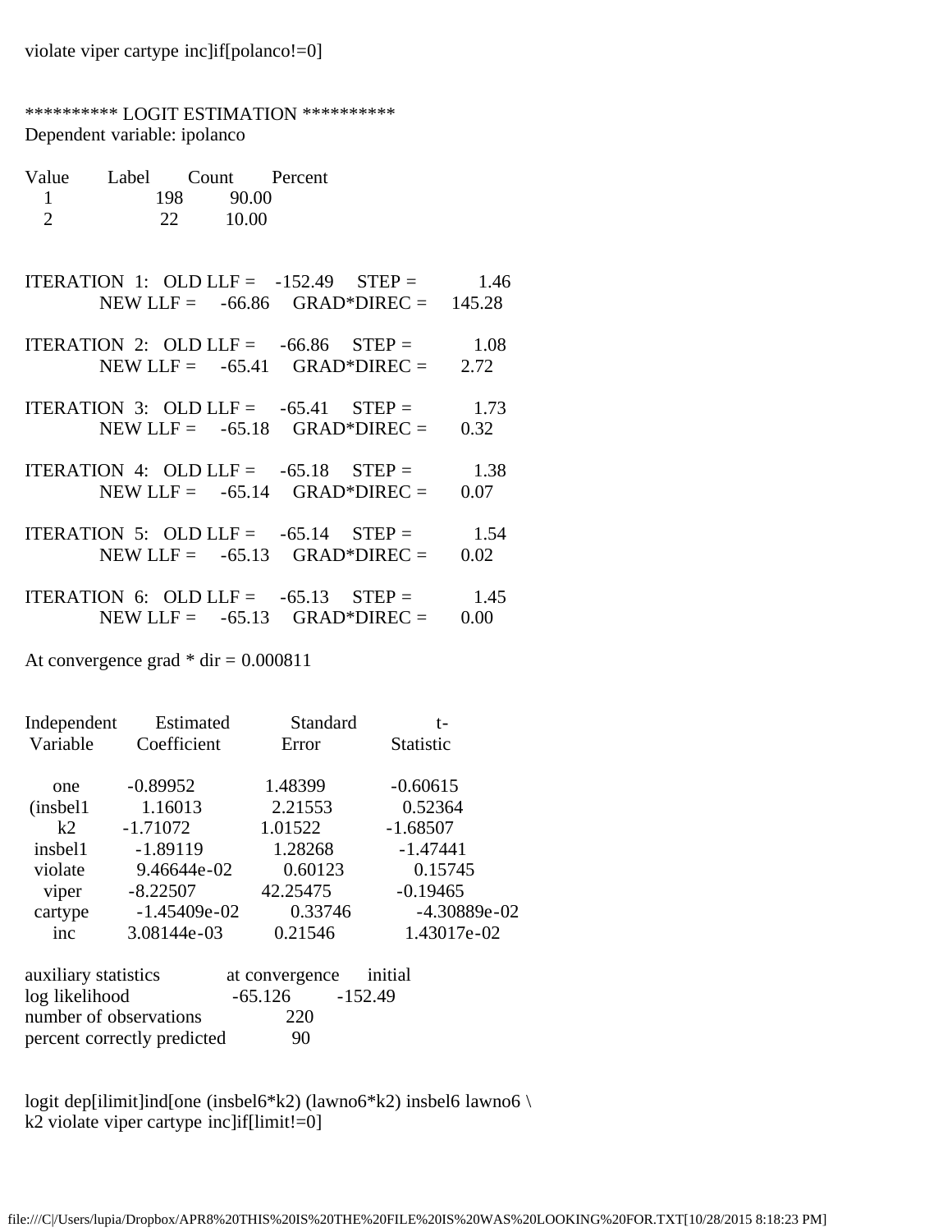violate viper cartype inc]if[polanco!=0]

********** LOGIT ESTIMATION **********
Dependent variable: ipolanco

| Value | Label | Count | Percent |
|---|---|---|---|
| 1 | | 198 | 90.00 |
| 2 | | 22 | 10.00 |

```
ITERATION  1:   OLD LLF =    -152.49     STEP =           1.46
           NEW LLF =     -66.86     GRAD*DIREC =     145.28

ITERATION  2:   OLD LLF =     -66.86     STEP =           1.08
           NEW LLF =     -65.41     GRAD*DIREC =       2.72

ITERATION  3:   OLD LLF =     -65.41     STEP =           1.73
           NEW LLF =     -65.18     GRAD*DIREC =       0.32

ITERATION  4:   OLD LLF =     -65.18     STEP =           1.38
           NEW LLF =     -65.14     GRAD*DIREC =       0.07

ITERATION  5:   OLD LLF =     -65.14     STEP =           1.54
           NEW LLF =     -65.13     GRAD*DIREC =       0.02

ITERATION  6:   OLD LLF =     -65.13     STEP =           1.45
           NEW LLF =     -65.13     GRAD*DIREC =       0.00
```

At convergence grad * dir = 0.000811

| Independent Variable | Estimated Coefficient | Standard Error | t-Statistic |
|---|---|---|---|
| one | -0.89952 | 1.48399 | -0.60615 |
| (insbel1 | 1.16013 | 2.21553 | 0.52364 |
| k2 | -1.71072 | 1.01522 | -1.68507 |
| insbel1 | -1.89119 | 1.28268 | -1.47441 |
| violate | 9.46644e-02 | 0.60123 | 0.15745 |
| viper | -8.22507 | 42.25475 | -0.19465 |
| cartype | -1.45409e-02 | 0.33746 | -4.30889e-02 |
| inc | 3.08144e-03 | 0.21546 | 1.43017e-02 |

| auxiliary statistics | at convergence | initial |
|---|---|---|
| log likelihood | -65.126 | -152.49 |
| number of observations | 220 | |
| percent correctly predicted | 90 | |

logit dep[ilimit]ind[one (insbel6*k2) (lawno6*k2) insbel6 lawno6 \
k2 violate viper cartype inc]if[limit!=0]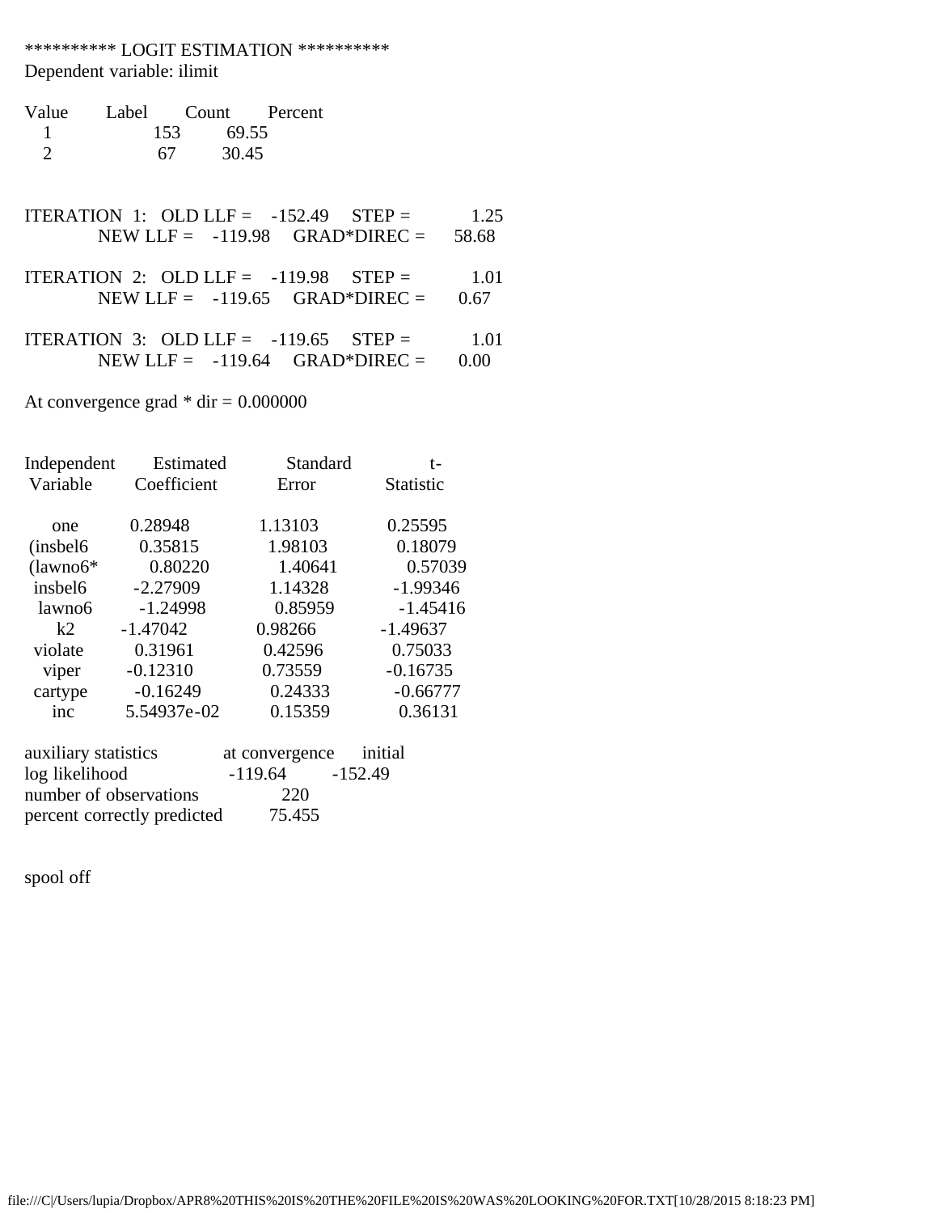********** LOGIT ESTIMATION **********

Dependent variable: ilimit

| Value | Label | Count | Percent |
|---|---|---|---|
| 1 | | 153 | 69.55 |
| 2 | | 67 | 30.45 |

ITERATION 1: OLD LLF = -152.49 STEP = 1.25
NEW LLF = -119.98 GRAD*DIREC = 58.68

ITERATION 2: OLD LLF = -119.98 STEP = 1.01
NEW LLF = -119.65 GRAD*DIREC = 0.67

ITERATION 3: OLD LLF = -119.65 STEP = 1.01
NEW LLF = -119.64 GRAD*DIREC = 0.00

At convergence grad * dir = 0.000000

| Independent Variable | Estimated Coefficient | Standard Error | t-Statistic |
|---|---|---|---|
| one | 0.28948 | 1.13103 | 0.25595 |
| (insbel6 | 0.35815 | 1.98103 | 0.18079 |
| (lawno6* | 0.80220 | 1.40641 | 0.57039 |
| insbel6 | -2.27909 | 1.14328 | -1.99346 |
| lawno6 | -1.24998 | 0.85959 | -1.45416 |
| k2 | -1.47042 | 0.98266 | -1.49637 |
| violate | 0.31961 | 0.42596 | 0.75033 |
| viper | -0.12310 | 0.73559 | -0.16735 |
| cartype | -0.16249 | 0.24333 | -0.66777 |
| inc | 5.54937e-02 | 0.15359 | 0.36131 |

| auxiliary statistics | at convergence | initial |
|---|---|---|
| log likelihood | -119.64 | -152.49 |
| number of observations | 220 | |
| percent correctly predicted | 75.455 | |

spool off